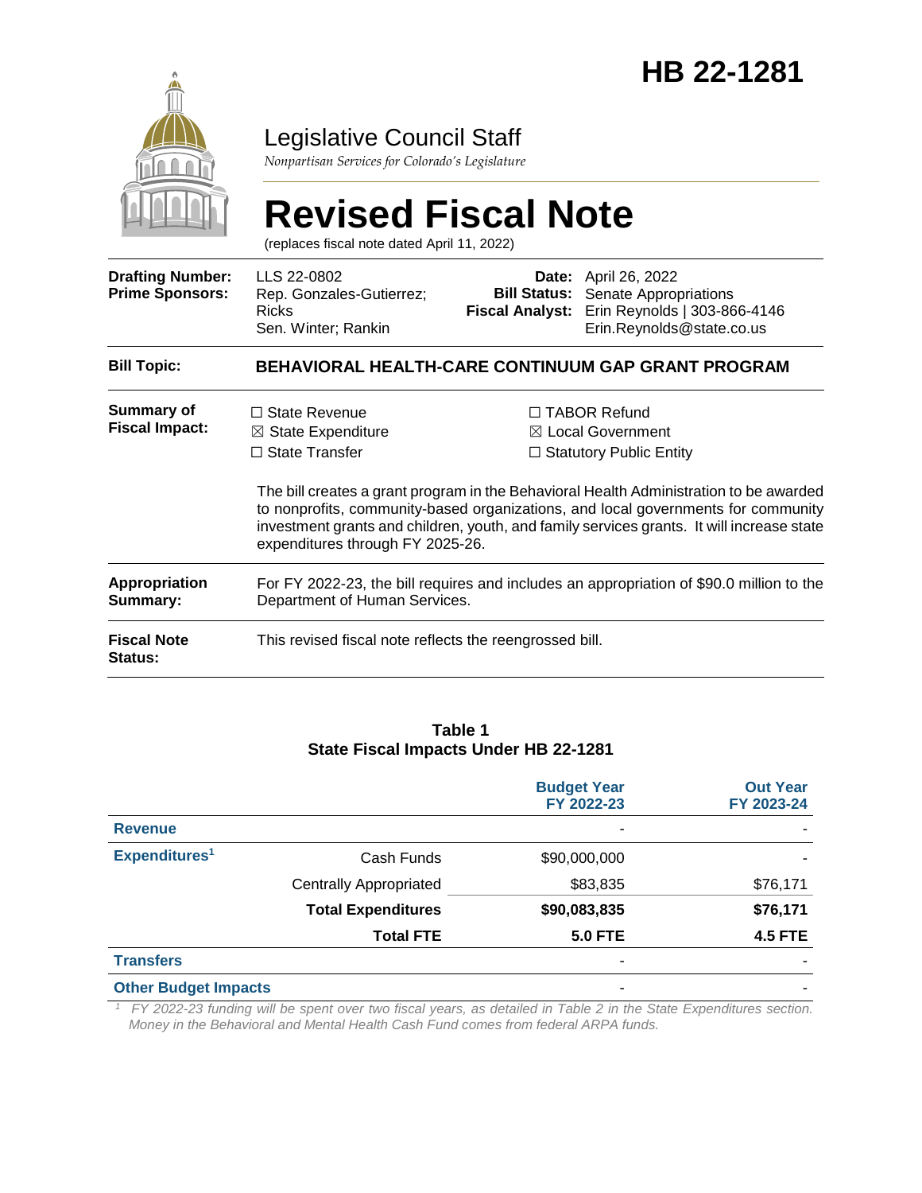# HB 22-1281

Legislative Council Staff

*Nonpartisan Services for Colorado's Legislature*

# Revised Fiscal Note

(replaces fiscal note dated April 11, 2022)

| | | | |
|---|---|---|---|
| **Drafting Number:** | LLS 22-0802 | **Date:** | April 26, 2022 |
| **Prime Sponsors:** | Rep. Gonzales-Gutierrez; Ricks<br>Sen. Winter; Rankin | **Bill Status:** | Senate Appropriations |
| | | **Fiscal Analyst:** | Erin Reynolds \| 303-866-4146<br>Erin.Reynolds@state.co.us |

**Bill Topic:** **BEHAVIORAL HEALTH-CARE CONTINUUM GAP GRANT PROGRAM**

**Summary of Fiscal Impact:**

☐ State Revenue
☒ State Expenditure
☐ State Transfer
☐ TABOR Refund
☒ Local Government
☐ Statutory Public Entity

The bill creates a grant program in the Behavioral Health Administration to be awarded to nonprofits, community-based organizations, and local governments for community investment grants and children, youth, and family services grants. It will increase state expenditures through FY 2025-26.

**Appropriation Summary:** For FY 2022-23, the bill requires and includes an appropriation of $90.0 million to the Department of Human Services.

**Fiscal Note Status:** This revised fiscal note reflects the reengrossed bill.

**Table 1**
**State Fiscal Impacts Under HB 22-1281**

| | | Budget Year FY 2022-23 | Out Year FY 2023-24 |
|---|---|---|---|
| **Revenue** | | - | - |
| **Expenditures**[1] | Cash Funds | $90,000,000 | - |
| | Centrally Appropriated | $83,835 | $76,171 |
| | **Total Expenditures** | **$90,083,835** | **$76,171** |
| | **Total FTE** | **5.0 FTE** | **4.5 FTE** |
| **Transfers** | | - | - |
| **Other Budget Impacts** | | - | - |

[1] *FY 2022-23 funding will be spent over two fiscal years, as detailed in Table 2 in the State Expenditures section. Money in the Behavioral and Mental Health Cash Fund comes from federal ARPA funds.*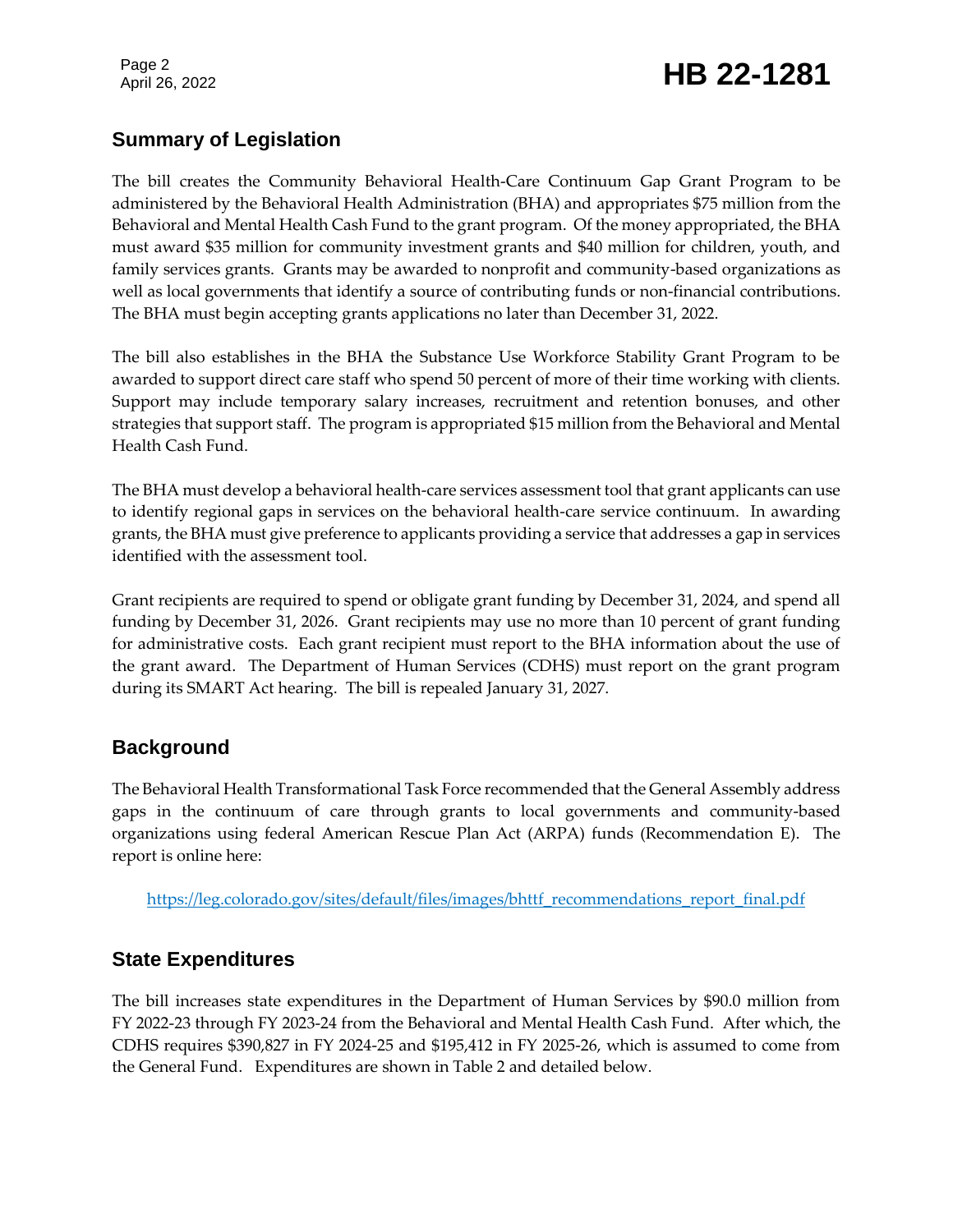## Summary of Legislation

The bill creates the Community Behavioral Health-Care Continuum Gap Grant Program to be administered by the Behavioral Health Administration (BHA) and appropriates $75 million from the Behavioral and Mental Health Cash Fund to the grant program. Of the money appropriated, the BHA must award $35 million for community investment grants and $40 million for children, youth, and family services grants. Grants may be awarded to nonprofit and community-based organizations as well as local governments that identify a source of contributing funds or non-financial contributions. The BHA must begin accepting grants applications no later than December 31, 2022.

The bill also establishes in the BHA the Substance Use Workforce Stability Grant Program to be awarded to support direct care staff who spend 50 percent of more of their time working with clients. Support may include temporary salary increases, recruitment and retention bonuses, and other strategies that support staff. The program is appropriated $15 million from the Behavioral and Mental Health Cash Fund.

The BHA must develop a behavioral health-care services assessment tool that grant applicants can use to identify regional gaps in services on the behavioral health-care service continuum. In awarding grants, the BHA must give preference to applicants providing a service that addresses a gap in services identified with the assessment tool.

Grant recipients are required to spend or obligate grant funding by December 31, 2024, and spend all funding by December 31, 2026. Grant recipients may use no more than 10 percent of grant funding for administrative costs. Each grant recipient must report to the BHA information about the use of the grant award. The Department of Human Services (CDHS) must report on the grant program during its SMART Act hearing. The bill is repealed January 31, 2027.

## Background

The Behavioral Health Transformational Task Force recommended that the General Assembly address gaps in the continuum of care through grants to local governments and community-based organizations using federal American Rescue Plan Act (ARPA) funds (Recommendation E). The report is online here:

https://leg.colorado.gov/sites/default/files/images/bhttf_recommendations_report_final.pdf

## State Expenditures

The bill increases state expenditures in the Department of Human Services by $90.0 million from FY 2022-23 through FY 2023-24 from the Behavioral and Mental Health Cash Fund. After which, the CDHS requires $390,827 in FY 2024-25 and $195,412 in FY 2025-26, which is assumed to come from the General Fund. Expenditures are shown in Table 2 and detailed below.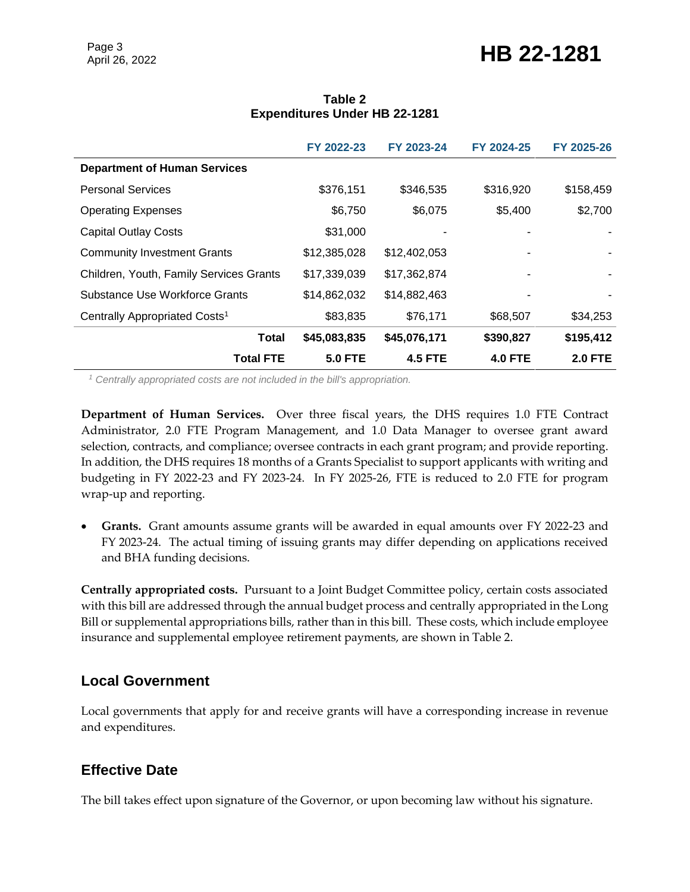**Table 2**
**Expenditures Under HB 22-1281**

| | FY 2022-23 | FY 2023-24 | FY 2024-25 | FY 2025-26 |
|---|---|---|---|---|
| **Department of Human Services** | | | | |
| Personal Services | $376,151 | $346,535 | $316,920 | $158,459 |
| Operating Expenses | $6,750 | $6,075 | $5,400 | $2,700 |
| Capital Outlay Costs | $31,000 | - | - | - |
| Community Investment Grants | $12,385,028 | $12,402,053 | - | - |
| Children, Youth, Family Services Grants | $17,339,039 | $17,362,874 | - | - |
| Substance Use Workforce Grants | $14,862,032 | $14,882,463 | - | - |
| Centrally Appropriated Costs[1] | $83,835 | $76,171 | $68,507 | $34,253 |
| **Total** | **$45,083,835** | **$45,076,171** | **$390,827** | **$195,412** |
| **Total FTE** | **5.0 FTE** | **4.5 FTE** | **4.0 FTE** | **2.0 FTE** |

*[1] Centrally appropriated costs are not included in the bill's appropriation.*

**Department of Human Services.** Over three fiscal years, the DHS requires 1.0 FTE Contract Administrator, 2.0 FTE Program Management, and 1.0 Data Manager to oversee grant award selection, contracts, and compliance; oversee contracts in each grant program; and provide reporting. In addition, the DHS requires 18 months of a Grants Specialist to support applicants with writing and budgeting in FY 2022-23 and FY 2023-24. In FY 2025-26, FTE is reduced to 2.0 FTE for program wrap-up and reporting.

- **Grants.** Grant amounts assume grants will be awarded in equal amounts over FY 2022-23 and FY 2023-24. The actual timing of issuing grants may differ depending on applications received and BHA funding decisions.

**Centrally appropriated costs.** Pursuant to a Joint Budget Committee policy, certain costs associated with this bill are addressed through the annual budget process and centrally appropriated in the Long Bill or supplemental appropriations bills, rather than in this bill. These costs, which include employee insurance and supplemental employee retirement payments, are shown in Table 2.

## Local Government

Local governments that apply for and receive grants will have a corresponding increase in revenue and expenditures.

## Effective Date

The bill takes effect upon signature of the Governor, or upon becoming law without his signature.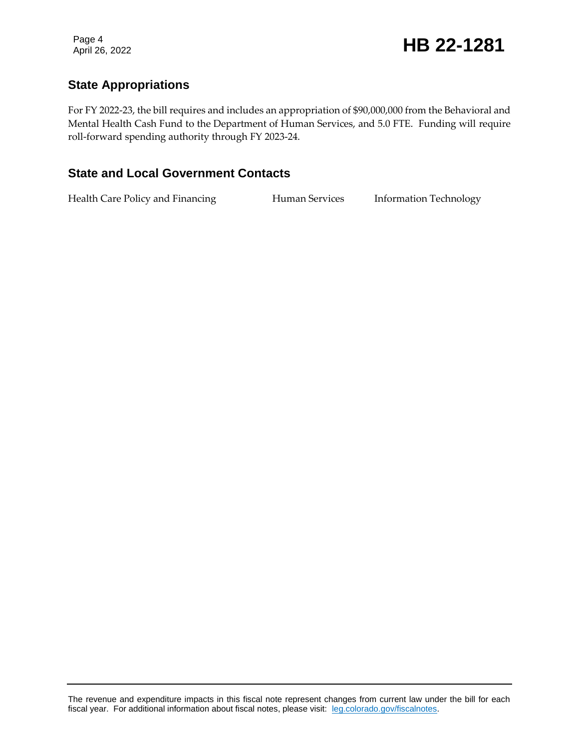## State Appropriations

For FY 2022-23, the bill requires and includes an appropriation of $90,000,000 from the Behavioral and Mental Health Cash Fund to the Department of Human Services, and 5.0 FTE. Funding will require roll-forward spending authority through FY 2023-24.

## State and Local Government Contacts

Health Care Policy and Financing　　Human Services　　Information Technology

The revenue and expenditure impacts in this fiscal note represent changes from current law under the bill for each fiscal year. For additional information about fiscal notes, please visit: leg.colorado.gov/fiscalnotes.